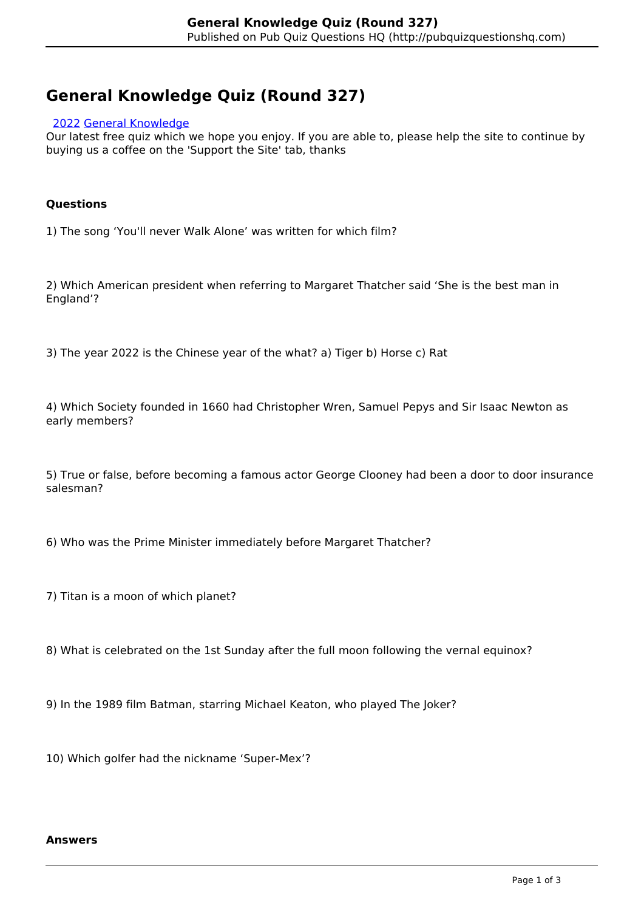# General Knowledge Quiz (Round 327)

[2022](#) [General Knowledge](#)

Our latest free quiz which we hope you enjoy. If you are able to, please help the site to continue by buying us a coffee on the 'Support the Site' tab, thanks

**Questions**

1) The song ‘You'll never Walk Alone’ was written for which film?

2) Which American president when referring to Margaret Thatcher said ‘She is the best man in England’?

3) The year 2022 is the Chinese year of the what? a) Tiger b) Horse c) Rat

4) Which Society founded in 1660 had Christopher Wren, Samuel Pepys and Sir Isaac Newton as early members?

5) True or false, before becoming a famous actor George Clooney had been a door to door insurance salesman?

6) Who was the Prime Minister immediately before Margaret Thatcher?

7) Titan is a moon of which planet?

8) What is celebrated on the 1st Sunday after the full moon following the vernal equinox?

9) In the 1989 film Batman, starring Michael Keaton, who played The Joker?

10) Which golfer had the nickname ‘Super-Mex’?

**Answers**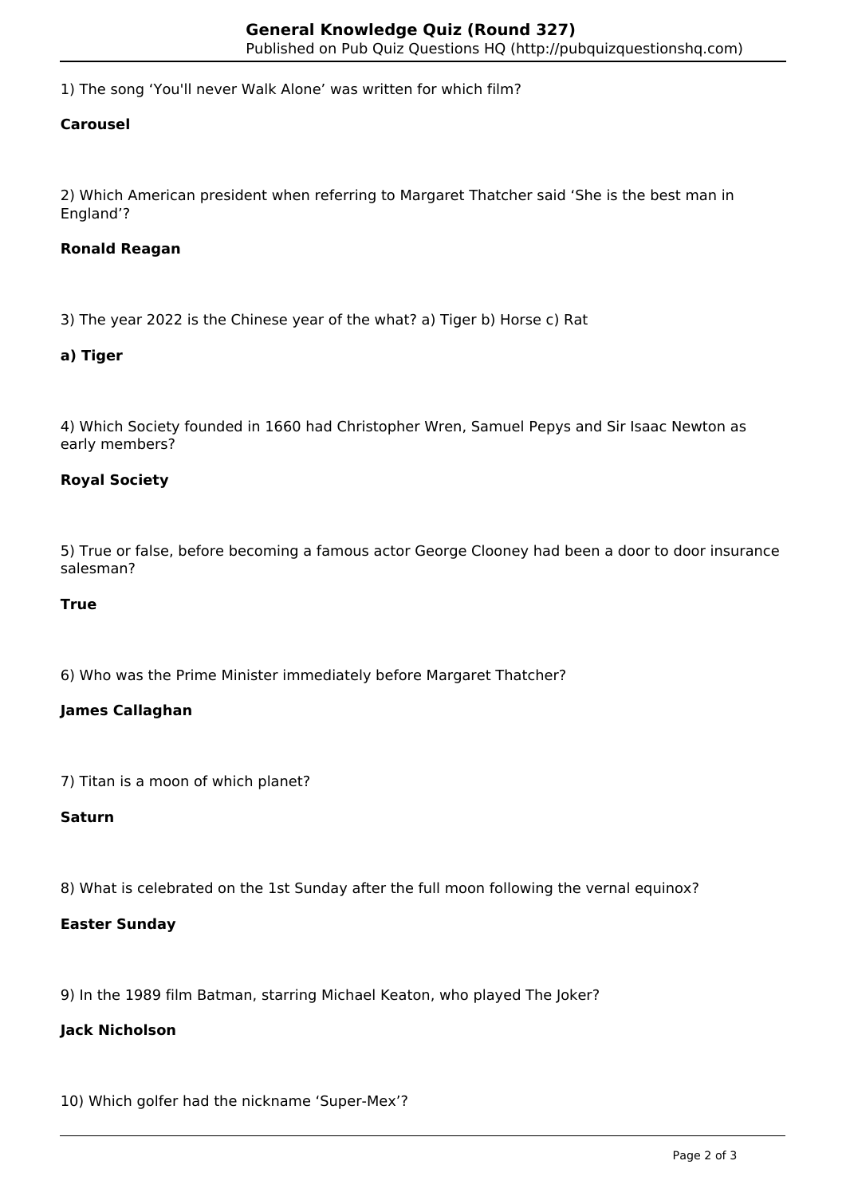1) The song ‘You'll never Walk Alone’ was written for which film?

**Carousel**

2) Which American president when referring to Margaret Thatcher said ‘She is the best man in England’?

**Ronald Reagan**

3) The year 2022 is the Chinese year of the what? a) Tiger b) Horse c) Rat

**a) Tiger**

4) Which Society founded in 1660 had Christopher Wren, Samuel Pepys and Sir Isaac Newton as early members?

**Royal Society**

5) True or false, before becoming a famous actor George Clooney had been a door to door insurance salesman?

**True**

6) Who was the Prime Minister immediately before Margaret Thatcher?

**James Callaghan**

7) Titan is a moon of which planet?

**Saturn**

8) What is celebrated on the 1st Sunday after the full moon following the vernal equinox?

**Easter Sunday**

9) In the 1989 film Batman, starring Michael Keaton, who played The Joker?

**Jack Nicholson**

10) Which golfer had the nickname ‘Super-Mex’?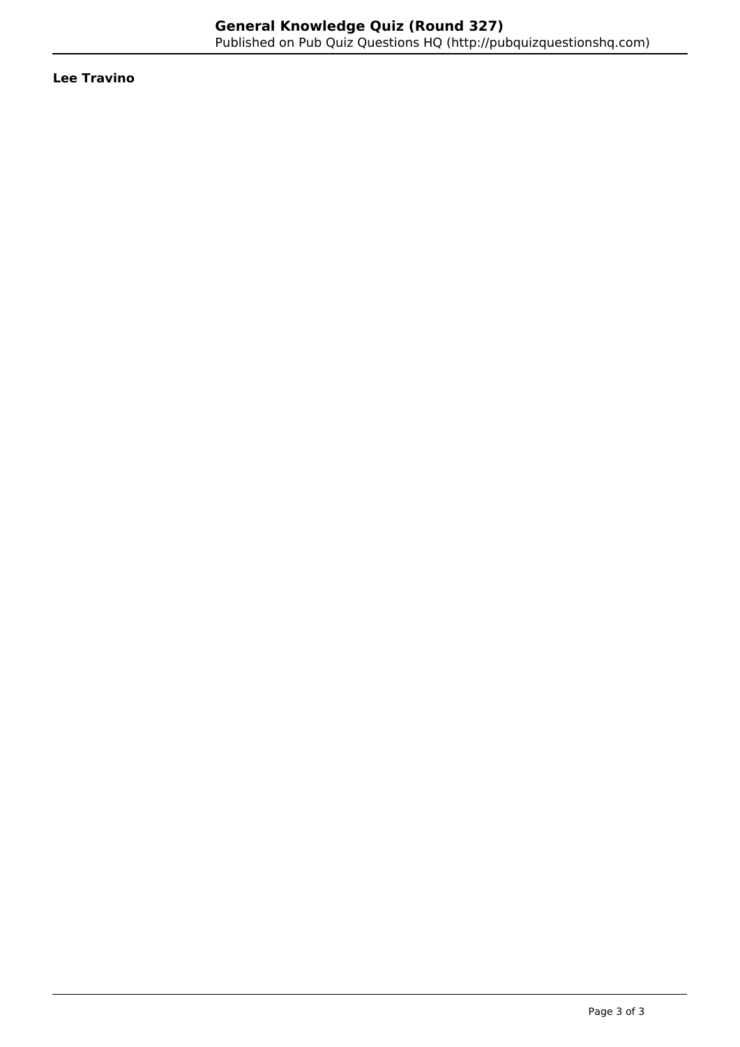**Lee Travino**